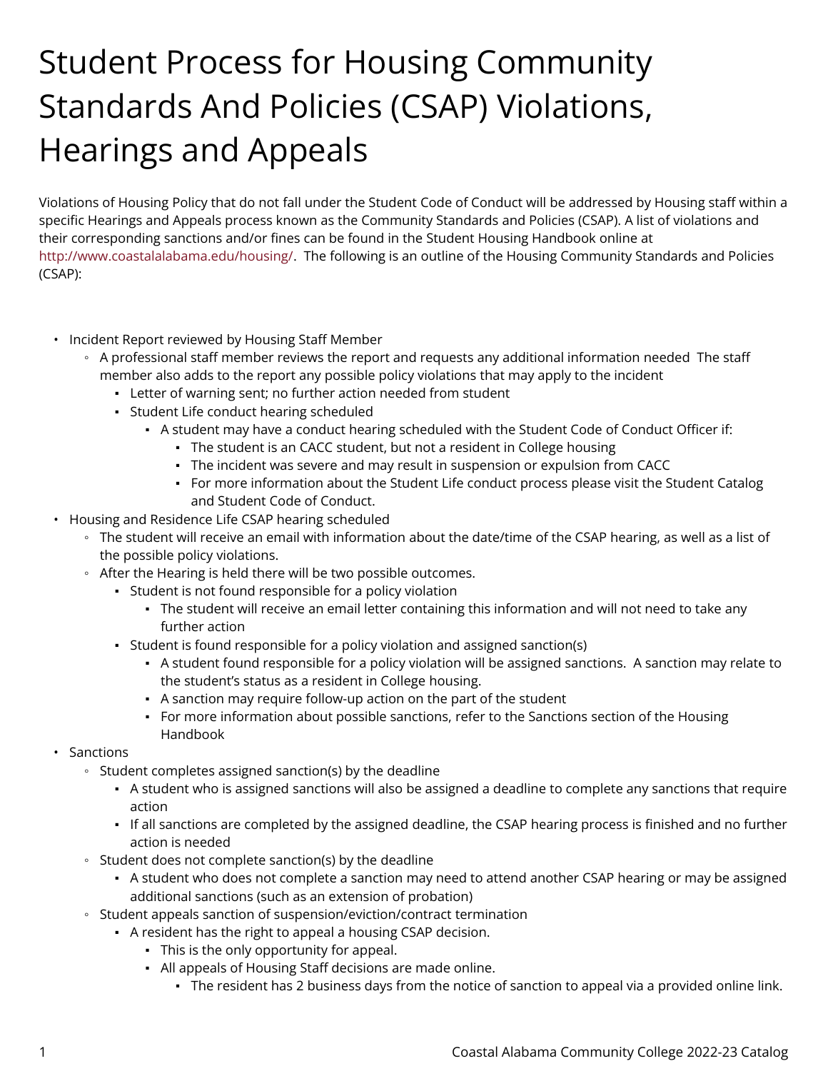# Student Process for Housing Community Standards And Policies (CSAP) Violations, Hearings and Appeals

Violations of Housing Policy that do not fall under the Student Code of Conduct will be addressed by Housing staff within a specific Hearings and Appeals process known as the Community Standards and Policies (CSAP). A list of violations and their corresponding sanctions and/or fines can be found in the Student Housing Handbook online at http://www.coastalalabama.edu/housing/. The following is an outline of the Housing Community Standards and Policies (CSAP):

- Incident Report reviewed by Housing Staff Member
  - A professional staff member reviews the report and requests any additional information needed The staff member also adds to the report any possible policy violations that may apply to the incident
    - Letter of warning sent; no further action needed from student
    - Student Life conduct hearing scheduled
      - A student may have a conduct hearing scheduled with the Student Code of Conduct Officer if:
        - The student is an CACC student, but not a resident in College housing
        - The incident was severe and may result in suspension or expulsion from CACC
        - For more information about the Student Life conduct process please visit the Student Catalog and Student Code of Conduct.
- Housing and Residence Life CSAP hearing scheduled
  - The student will receive an email with information about the date/time of the CSAP hearing, as well as a list of the possible policy violations.
  - After the Hearing is held there will be two possible outcomes.
    - Student is not found responsible for a policy violation
      - The student will receive an email letter containing this information and will not need to take any further action
    - Student is found responsible for a policy violation and assigned sanction(s)
      - A student found responsible for a policy violation will be assigned sanctions. A sanction may relate to the student's status as a resident in College housing.
      - A sanction may require follow-up action on the part of the student
      - For more information about possible sanctions, refer to the Sanctions section of the Housing Handbook
- Sanctions
  - Student completes assigned sanction(s) by the deadline
    - A student who is assigned sanctions will also be assigned a deadline to complete any sanctions that require action
    - If all sanctions are completed by the assigned deadline, the CSAP hearing process is finished and no further action is needed
  - Student does not complete sanction(s) by the deadline
    - A student who does not complete a sanction may need to attend another CSAP hearing or may be assigned additional sanctions (such as an extension of probation)
  - Student appeals sanction of suspension/eviction/contract termination
    - A resident has the right to appeal a housing CSAP decision.
      - This is the only opportunity for appeal.
      - All appeals of Housing Staff decisions are made online.
        - The resident has 2 business days from the notice of sanction to appeal via a provided online link.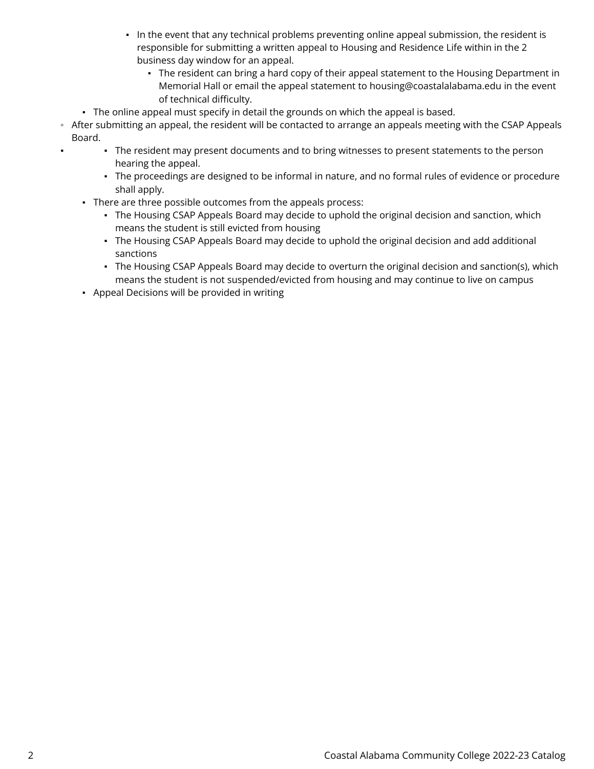- In the event that any technical problems preventing online appeal submission, the resident is responsible for submitting a written appeal to Housing and Residence Life within in the 2 business day window for an appeal.
            - The resident can bring a hard copy of their appeal statement to the Housing Department in Memorial Hall or email the appeal statement to housing@coastalalabama.edu in the event of technical difficulty.
    - The online appeal must specify in detail the grounds on which the appeal is based.
- After submitting an appeal, the resident will be contacted to arrange an appeals meeting with the CSAP Appeals Board.
    - 
        - The resident may present documents and to bring witnesses to present statements to the person hearing the appeal.
        - The proceedings are designed to be informal in nature, and no formal rules of evidence or procedure shall apply.
    - There are three possible outcomes from the appeals process:
        - The Housing CSAP Appeals Board may decide to uphold the original decision and sanction, which means the student is still evicted from housing
        - The Housing CSAP Appeals Board may decide to uphold the original decision and add additional sanctions
        - The Housing CSAP Appeals Board may decide to overturn the original decision and sanction(s), which means the student is not suspended/evicted from housing and may continue to live on campus
    - Appeal Decisions will be provided in writing